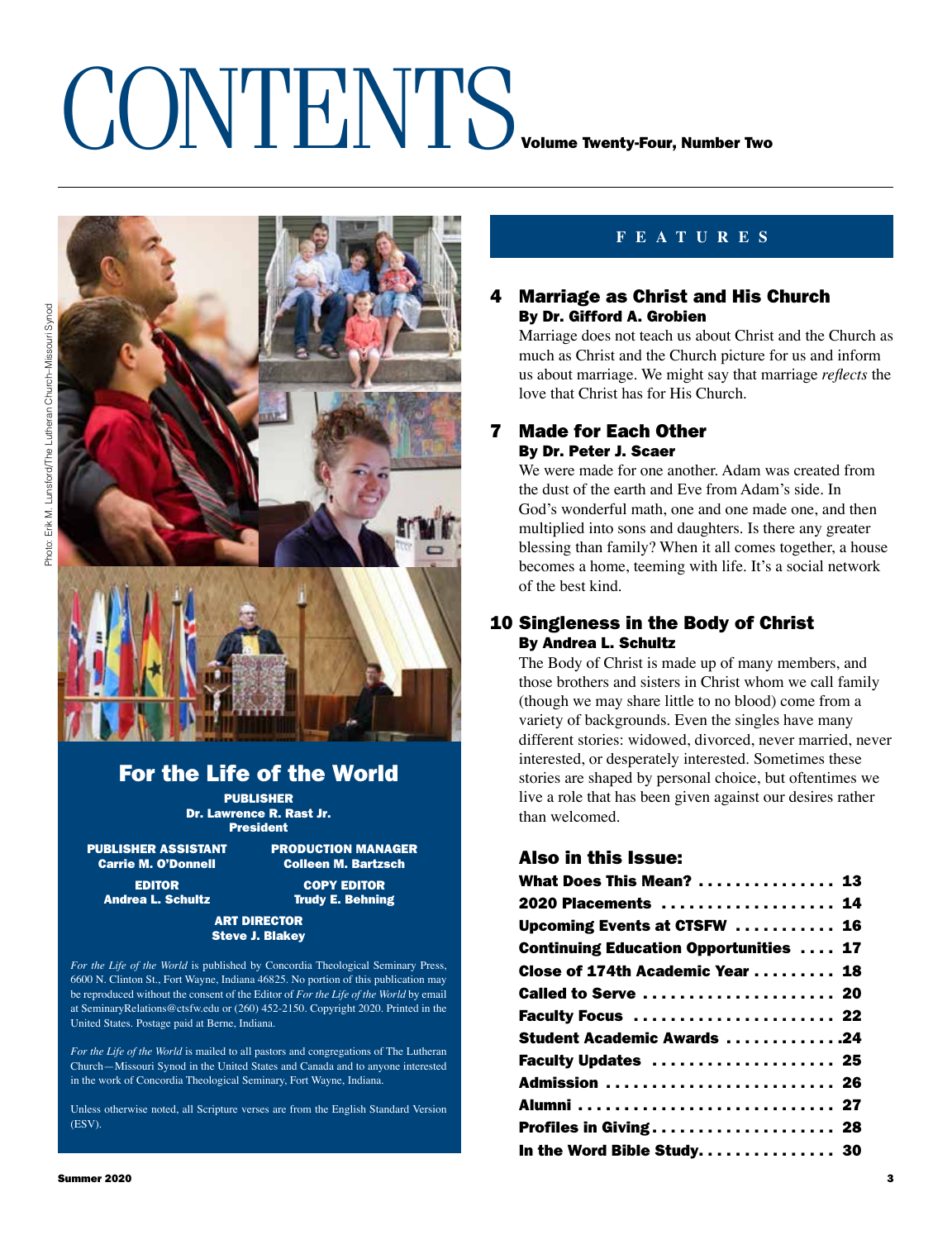# CONTENTS

**Volume Twenty-Four, Number Two**

Photo: Erik M. Lunsford/The Lutheran Church–Missouri Synod

## For the Life of the World

**PUBLISHER**
**Dr. Lawrence R. Rast Jr.**
**President**

**PUBLISHER ASSISTANT**
**Carrie M. O'Donnell**

**PRODUCTION MANAGER**
**Colleen M. Bartzsch**

**EDITOR**
**Andrea L. Schultz**

**COPY EDITOR**
**Trudy E. Behning**

**ART DIRECTOR**
**Steve J. Blakey**

*For the Life of the World* is published by Concordia Theological Seminary Press, 6600 N. Clinton St., Fort Wayne, Indiana 46825. No portion of this publication may be reproduced without the consent of the Editor of *For the Life of the World* by email at SeminaryRelations@ctsfw.edu or (260) 452-2150. Copyright 2020. Printed in the United States. Postage paid at Berne, Indiana.

*For the Life of the World* is mailed to all pastors and congregations of The Lutheran Church—Missouri Synod in the United States and Canada and to anyone interested in the work of Concordia Theological Seminary, Fort Wayne, Indiana.

Unless otherwise noted, all Scripture verses are from the English Standard Version (ESV).

## FEATURES

### 4 Marriage as Christ and His Church
**By Dr. Gifford A. Grobien**

Marriage does not teach us about Christ and the Church as much as Christ and the Church picture for us and inform us about marriage. We might say that marriage *reflects* the love that Christ has for His Church.

### 7 Made for Each Other
**By Dr. Peter J. Scaer**

We were made for one another. Adam was created from the dust of the earth and Eve from Adam's side. In God's wonderful math, one and one made one, and then multiplied into sons and daughters. Is there any greater blessing than family? When it all comes together, a house becomes a home, teeming with life. It's a social network of the best kind.

### 10 Singleness in the Body of Christ
**By Andrea L. Schultz**

The Body of Christ is made up of many members, and those brothers and sisters in Christ whom we call family (though we may share little to no blood) come from a variety of backgrounds. Even the singles have many different stories: widowed, divorced, never married, never interested, or desperately interested. Sometimes these stories are shaped by personal choice, but oftentimes we live a role that has been given against our desires rather than welcomed.

### Also in this Issue:

**What Does This Mean?** ............... 13
**2020 Placements** ................... 14
**Upcoming Events at CTSFW** ........... 16
**Continuing Education Opportunities** .... 17
**Close of 174th Academic Year** ......... 18
**Called to Serve** ..................... 20
**Faculty Focus** ...................... 22
**Student Academic Awards** .............24
**Faculty Updates** .................... 25
**Admission** ......................... 26
**Alumni** ............................ 27
**Profiles in Giving** .................... 28
**In the Word Bible Study** ............... 30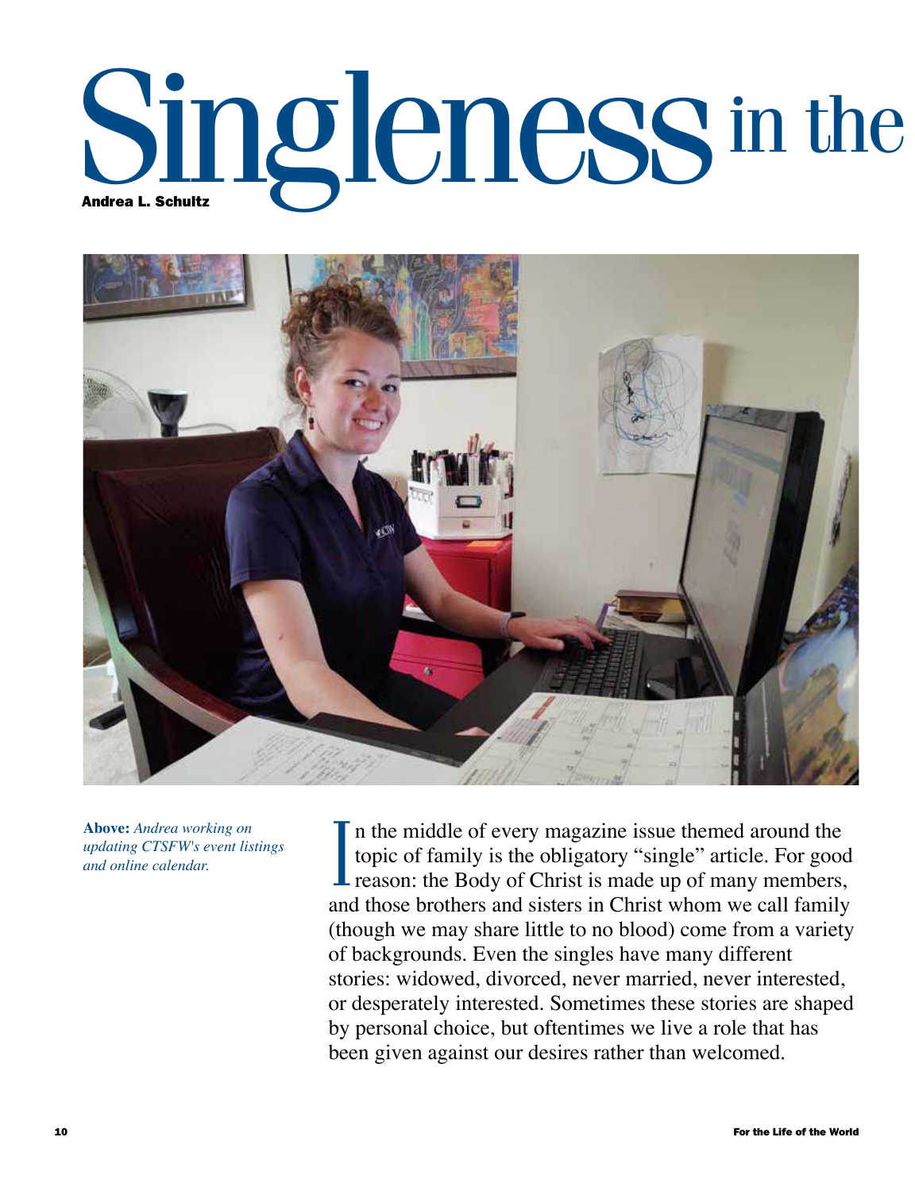# Singleness in the

**Andrea L. Schultz**

**Above:** *Andrea working on updating CTSFW's event listings and online calendar.*

In the middle of every magazine issue themed around the topic of family is the obligatory "single" article. For good reason: the Body of Christ is made up of many members, and those brothers and sisters in Christ whom we call family (though we may share little to no blood) come from a variety of backgrounds. Even the singles have many different stories: widowed, divorced, never married, never interested, or desperately interested. Sometimes these stories are shaped by personal choice, but oftentimes we live a role that has been given against our desires rather than welcomed.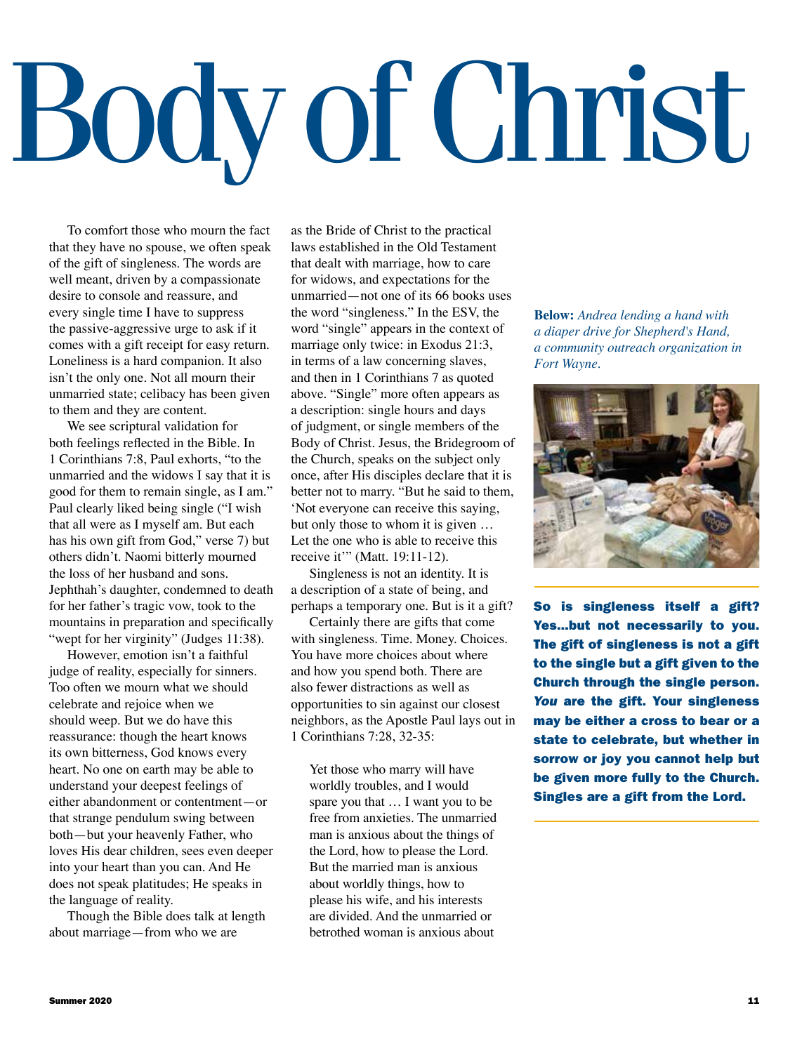# Body of Christ

To comfort those who mourn the fact that they have no spouse, we often speak of the gift of singleness. The words are well meant, driven by a compassionate desire to console and reassure, and every single time I have to suppress the passive-aggressive urge to ask if it comes with a gift receipt for easy return. Loneliness is a hard companion. It also isn't the only one. Not all mourn their unmarried state; celibacy has been given to them and they are content.

We see scriptural validation for both feelings reflected in the Bible. In 1 Corinthians 7:8, Paul exhorts, "to the unmarried and the widows I say that it is good for them to remain single, as I am." Paul clearly liked being single ("I wish that all were as I myself am. But each has his own gift from God," verse 7) but others didn't. Naomi bitterly mourned the loss of her husband and sons. Jephthah's daughter, condemned to death for her father's tragic vow, took to the mountains in preparation and specifically "wept for her virginity" (Judges 11:38).

However, emotion isn't a faithful judge of reality, especially for sinners. Too often we mourn what we should celebrate and rejoice when we should weep. But we do have this reassurance: though the heart knows its own bitterness, God knows every heart. No one on earth may be able to understand your deepest feelings of either abandonment or contentment—or that strange pendulum swing between both—but your heavenly Father, who loves His dear children, sees even deeper into your heart than you can. And He does not speak platitudes; He speaks in the language of reality.

Though the Bible does talk at length about marriage—from who we are as the Bride of Christ to the practical laws established in the Old Testament that dealt with marriage, how to care for widows, and expectations for the unmarried—not one of its 66 books uses the word "singleness." In the ESV, the word "single" appears in the context of marriage only twice: in Exodus 21:3, in terms of a law concerning slaves, and then in 1 Corinthians 7 as quoted above. "Single" more often appears as a description: single hours and days of judgment, or single members of the Body of Christ. Jesus, the Bridegroom of the Church, speaks on the subject only once, after His disciples declare that it is better not to marry. "But he said to them, 'Not everyone can receive this saying, but only those to whom it is given … Let the one who is able to receive this receive it'" (Matt. 19:11-12).

Singleness is not an identity. It is a description of a state of being, and perhaps a temporary one. But is it a gift?

Certainly there are gifts that come with singleness. Time. Money. Choices. You have more choices about where and how you spend both. There are also fewer distractions as well as opportunities to sin against our closest neighbors, as the Apostle Paul lays out in 1 Corinthians 7:28, 32-35:

> Yet those who marry will have worldly troubles, and I would spare you that … I want you to be free from anxieties. The unmarried man is anxious about the things of the Lord, how to please the Lord. But the married man is anxious about worldly things, how to please his wife, and his interests are divided. And the unmarried or betrothed woman is anxious about

**Below:** *Andrea lending a hand with a diaper drive for Shepherd's Hand, a community outreach organization in Fort Wayne.*

**So is singleness itself a gift? Yes...but not necessarily to you. The gift of singleness is not a gift to the single but a gift given to the Church through the single person. *You* are the gift. Your singleness may be either a cross to bear or a state to celebrate, but whether in sorrow or joy you cannot help but be given more fully to the Church. Singles are a gift from the Lord.**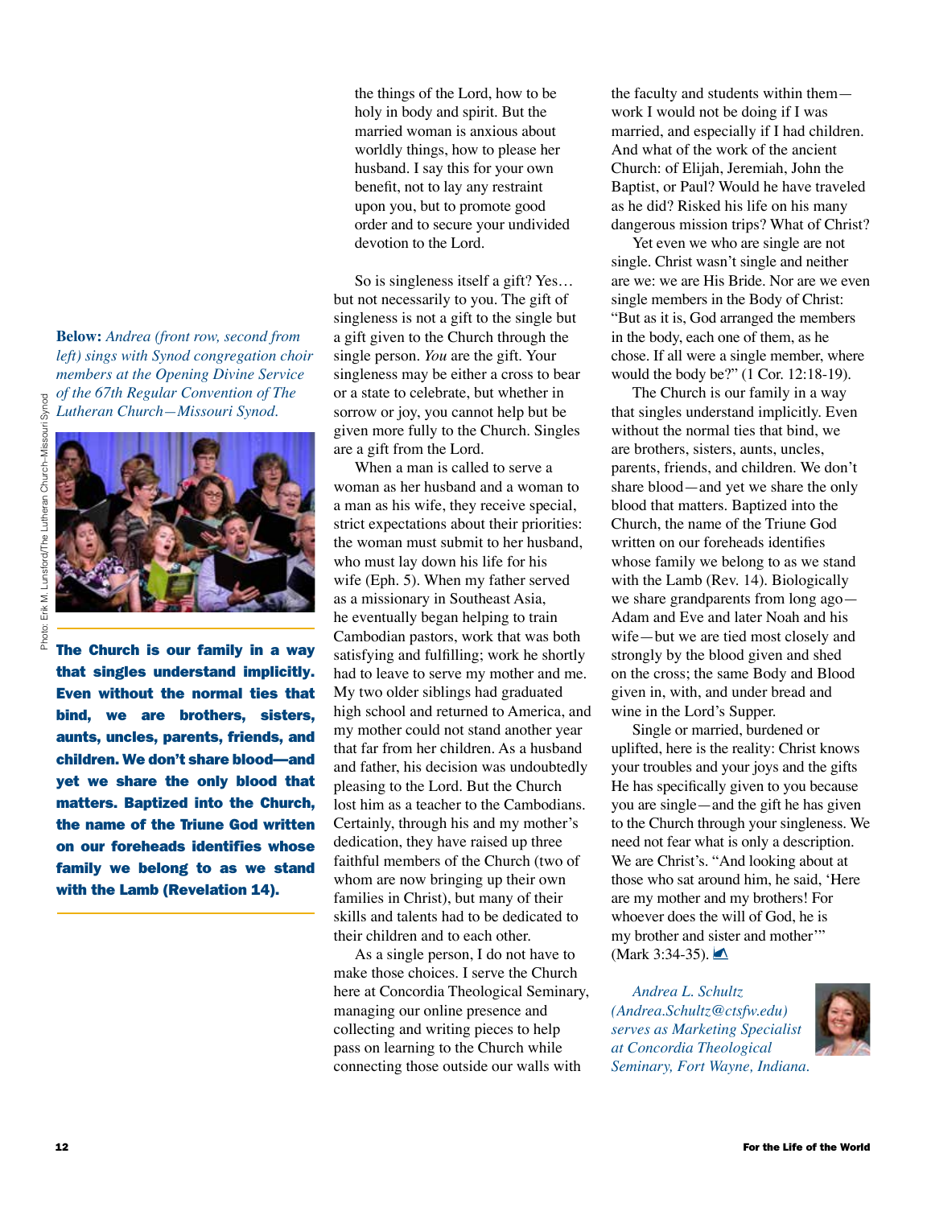**Below:** *Andrea (front row, second from left) sings with Synod congregation choir members at the Opening Divine Service of the 67th Regular Convention of The Lutheran Church—Missouri Synod.*

Photo: Erik M. Lunsford/The Lutheran Church–Missouri Synod

**The Church is our family in a way that singles understand implicitly. Even without the normal ties that bind, we are brothers, sisters, aunts, uncles, parents, friends, and children. We don't share blood—and yet we share the only blood that matters. Baptized into the Church, the name of the Triune God written on our foreheads identifies whose family we belong to as we stand with the Lamb (Revelation 14).**

> the things of the Lord, how to be holy in body and spirit. But the married woman is anxious about worldly things, how to please her husband. I say this for your own benefit, not to lay any restraint upon you, but to promote good order and to secure your undivided devotion to the Lord.

So is singleness itself a gift? Yes… but not necessarily to you. The gift of singleness is not a gift to the single but a gift given to the Church through the single person. *You* are the gift. Your singleness may be either a cross to bear or a state to celebrate, but whether in sorrow or joy, you cannot help but be given more fully to the Church. Singles are a gift from the Lord.

When a man is called to serve a woman as her husband and a woman to a man as his wife, they receive special, strict expectations about their priorities: the woman must submit to her husband, who must lay down his life for his wife (Eph. 5). When my father served as a missionary in Southeast Asia, he eventually began helping to train Cambodian pastors, work that was both satisfying and fulfilling; work he shortly had to leave to serve my mother and me. My two older siblings had graduated high school and returned to America, and my mother could not stand another year that far from her children. As a husband and father, his decision was undoubtedly pleasing to the Lord. But the Church lost him as a teacher to the Cambodians. Certainly, through his and my mother's dedication, they have raised up three faithful members of the Church (two of whom are now bringing up their own families in Christ), but many of their skills and talents had to be dedicated to their children and to each other.

As a single person, I do not have to make those choices. I serve the Church here at Concordia Theological Seminary, managing our online presence and collecting and writing pieces to help pass on learning to the Church while connecting those outside our walls with the faculty and students within them—work I would not be doing if I was married, and especially if I had children. And what of the work of the ancient Church: of Elijah, Jeremiah, John the Baptist, or Paul? Would he have traveled as he did? Risked his life on his many dangerous mission trips? What of Christ?

Yet even we who are single are not single. Christ wasn't single and neither are we: we are His Bride. Nor are we even single members in the Body of Christ: "But as it is, God arranged the members in the body, each one of them, as he chose. If all were a single member, where would the body be?" (1 Cor. 12:18-19).

The Church is our family in a way that singles understand implicitly. Even without the normal ties that bind, we are brothers, sisters, aunts, uncles, parents, friends, and children. We don't share blood—and yet we share the only blood that matters. Baptized into the Church, the name of the Triune God written on our foreheads identifies whose family we belong to as we stand with the Lamb (Rev. 14). Biologically we share grandparents from long ago—Adam and Eve and later Noah and his wife—but we are tied most closely and strongly by the blood given and shed on the cross; the same Body and Blood given in, with, and under bread and wine in the Lord's Supper.

Single or married, burdened or uplifted, here is the reality: Christ knows your troubles and your joys and the gifts He has specifically given to you because you are single—and the gift he has given to the Church through your singleness. We need not fear what is only a description. We are Christ's. "And looking about at those who sat around him, he said, 'Here are my mother and my brothers! For whoever does the will of God, he is my brother and sister and mother'" (Mark 3:34-35).

*Andrea L. Schultz (Andrea.Schultz@ctsfw.edu) serves as Marketing Specialist at Concordia Theological Seminary, Fort Wayne, Indiana.*